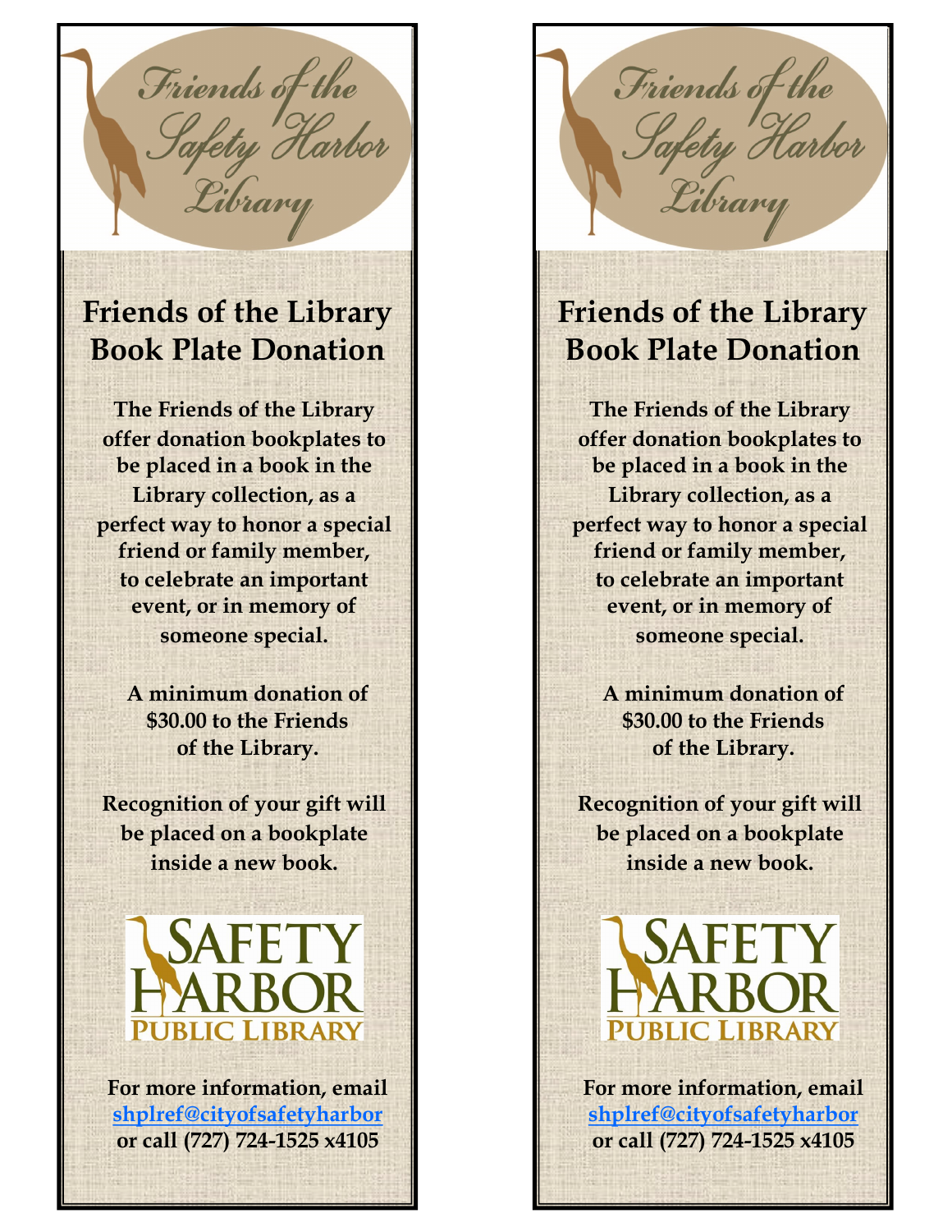Friends of the Safety Harbor Library

## Friends of the Library Book Plate Donation

**The Friends of the Library offer donation bookplates to be placed in a book in the Library collection, as a perfect way to honor a special friend or family member, to celebrate an important event, or in memory of someone special.**

**A minimum donation of $30.00 to the Friends of the Library.**

**Recognition of your gift will be placed on a bookplate inside a new book.**

SAFETY HARBOR PUBLIC LIBRARY

**For more information, email [shplref@cityofsafetyharbor](mailto:shplref@cityofsafetyharbor) or call (727) 724-1525 x4105**

Friends of the Safety Harbor Library

## Friends of the Library Book Plate Donation

**The Friends of the Library offer donation bookplates to be placed in a book in the Library collection, as a perfect way to honor a special friend or family member, to celebrate an important event, or in memory of someone special.**

**A minimum donation of $30.00 to the Friends of the Library.**

**Recognition of your gift will be placed on a bookplate inside a new book.**

SAFETY HARBOR PUBLIC LIBRARY

**For more information, email [shplref@cityofsafetyharbor](mailto:shplref@cityofsafetyharbor) or call (727) 724-1525 x4105**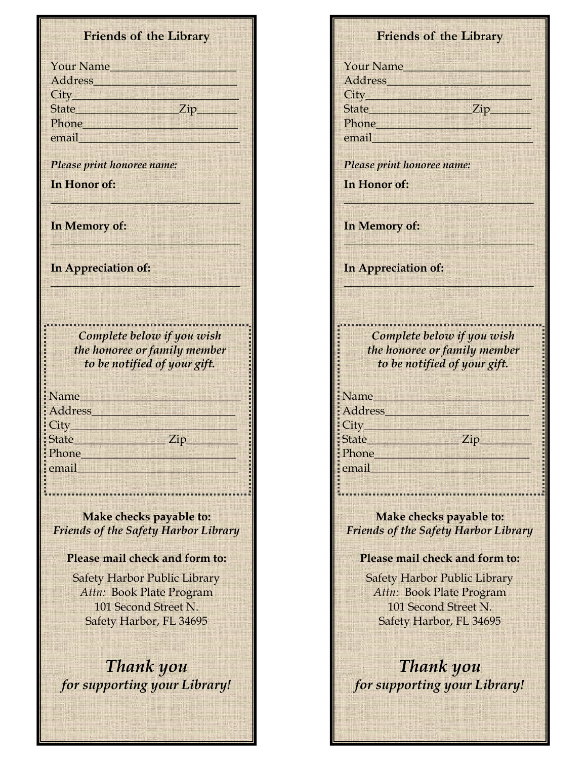**Friends of the Library**

Your Name_______________________
Address_________________________
City____________________________
State_________________Zip_______
Phone___________________________
email___________________________

*Please print honoree name:*

**In Honor of:**

________________________________

**In Memory of:**

________________________________

**In Appreciation of:**

________________________________

*Complete below if you wish the honoree or family member to be notified of your gift.*

Name____________________________
Address_________________________
City____________________________
State________________ Zip_________
Phone___________________________
email___________________________

**Make checks payable to:**
***Friends of the Safety Harbor Library***

**Please mail check and form to:**

Safety Harbor Public Library
*Attn:* Book Plate Program
101 Second Street N.
Safety Harbor, FL 34695

***Thank you***
***for supporting your Library!***

---

**Friends of the Library**

Your Name_______________________
Address_________________________
City____________________________
State_________________Zip_______
Phone___________________________
email___________________________

*Please print honoree name:*

**In Honor of:**

________________________________

**In Memory of:**

________________________________

**In Appreciation of:**

________________________________

*Complete below if you wish the honoree or family member to be notified of your gift.*

Name____________________________
Address_________________________
City____________________________
State________________ Zip_________
Phone___________________________
email___________________________

**Make checks payable to:**
***Friends of the Safety Harbor Library***

**Please mail check and form to:**

Safety Harbor Public Library
*Attn:* Book Plate Program
101 Second Street N.
Safety Harbor, FL 34695

***Thank you***
***for supporting your Library!***